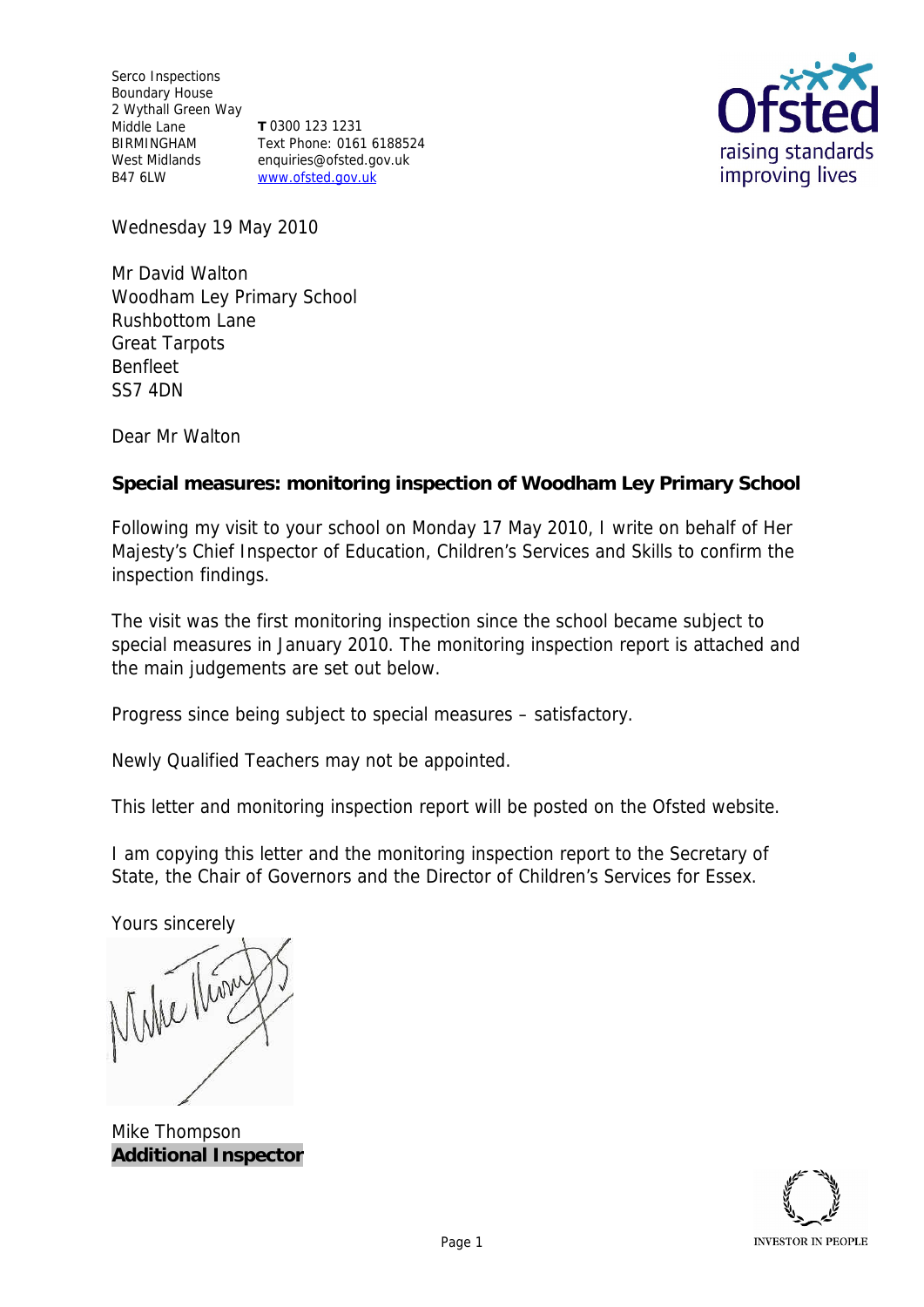Serco Inspections
Boundary House
2 Wythall Green Way
Middle Lane
BIRMINGHAM
West Midlands
B47 6LW

**T** 0300 123 1231
Text Phone: 0161 6188524
enquiries@ofsted.gov.uk
www.ofsted.gov.uk

Wednesday 19 May 2010

Mr David Walton
Woodham Ley Primary School
Rushbottom Lane
Great Tarpots
Benfleet
SS7 4DN

Dear Mr Walton

**Special measures: monitoring inspection of Woodham Ley Primary School**

Following my visit to your school on Monday 17 May 2010, I write on behalf of Her Majesty's Chief Inspector of Education, Children's Services and Skills to confirm the inspection findings.

The visit was the first monitoring inspection since the school became subject to special measures in January 2010. The monitoring inspection report is attached and the main judgements are set out below.

Progress since being subject to special measures – satisfactory.

Newly Qualified Teachers may not be appointed.

This letter and monitoring inspection report will be posted on the Ofsted website.

I am copying this letter and the monitoring inspection report to the Secretary of State, the Chair of Governors and the Director of Children's Services for Essex.

Yours sincerely

Mike Thompson
**Additional Inspector**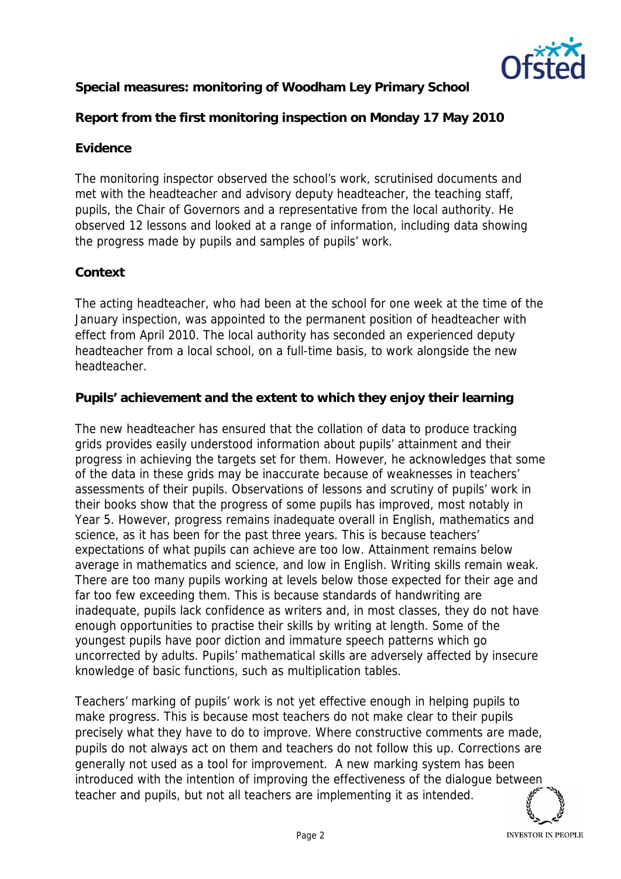**Special measures: monitoring of Woodham Ley Primary School**

**Report from the first monitoring inspection on Monday 17 May 2010**

**Evidence**

The monitoring inspector observed the school's work, scrutinised documents and met with the headteacher and advisory deputy headteacher, the teaching staff, pupils, the Chair of Governors and a representative from the local authority. He observed 12 lessons and looked at a range of information, including data showing the progress made by pupils and samples of pupils' work.

**Context**

The acting headteacher, who had been at the school for one week at the time of the January inspection, was appointed to the permanent position of headteacher with effect from April 2010. The local authority has seconded an experienced deputy headteacher from a local school, on a full-time basis, to work alongside the new headteacher.

**Pupils' achievement and the extent to which they enjoy their learning**

The new headteacher has ensured that the collation of data to produce tracking grids provides easily understood information about pupils' attainment and their progress in achieving the targets set for them. However, he acknowledges that some of the data in these grids may be inaccurate because of weaknesses in teachers' assessments of their pupils. Observations of lessons and scrutiny of pupils' work in their books show that the progress of some pupils has improved, most notably in Year 5. However, progress remains inadequate overall in English, mathematics and science, as it has been for the past three years. This is because teachers' expectations of what pupils can achieve are too low. Attainment remains below average in mathematics and science, and low in English. Writing skills remain weak. There are too many pupils working at levels below those expected for their age and far too few exceeding them. This is because standards of handwriting are inadequate, pupils lack confidence as writers and, in most classes, they do not have enough opportunities to practise their skills by writing at length. Some of the youngest pupils have poor diction and immature speech patterns which go uncorrected by adults. Pupils' mathematical skills are adversely affected by insecure knowledge of basic functions, such as multiplication tables.

Teachers' marking of pupils' work is not yet effective enough in helping pupils to make progress. This is because most teachers do not make clear to their pupils precisely what they have to do to improve. Where constructive comments are made, pupils do not always act on them and teachers do not follow this up. Corrections are generally not used as a tool for improvement. A new marking system has been introduced with the intention of improving the effectiveness of the dialogue between teacher and pupils, but not all teachers are implementing it as intended.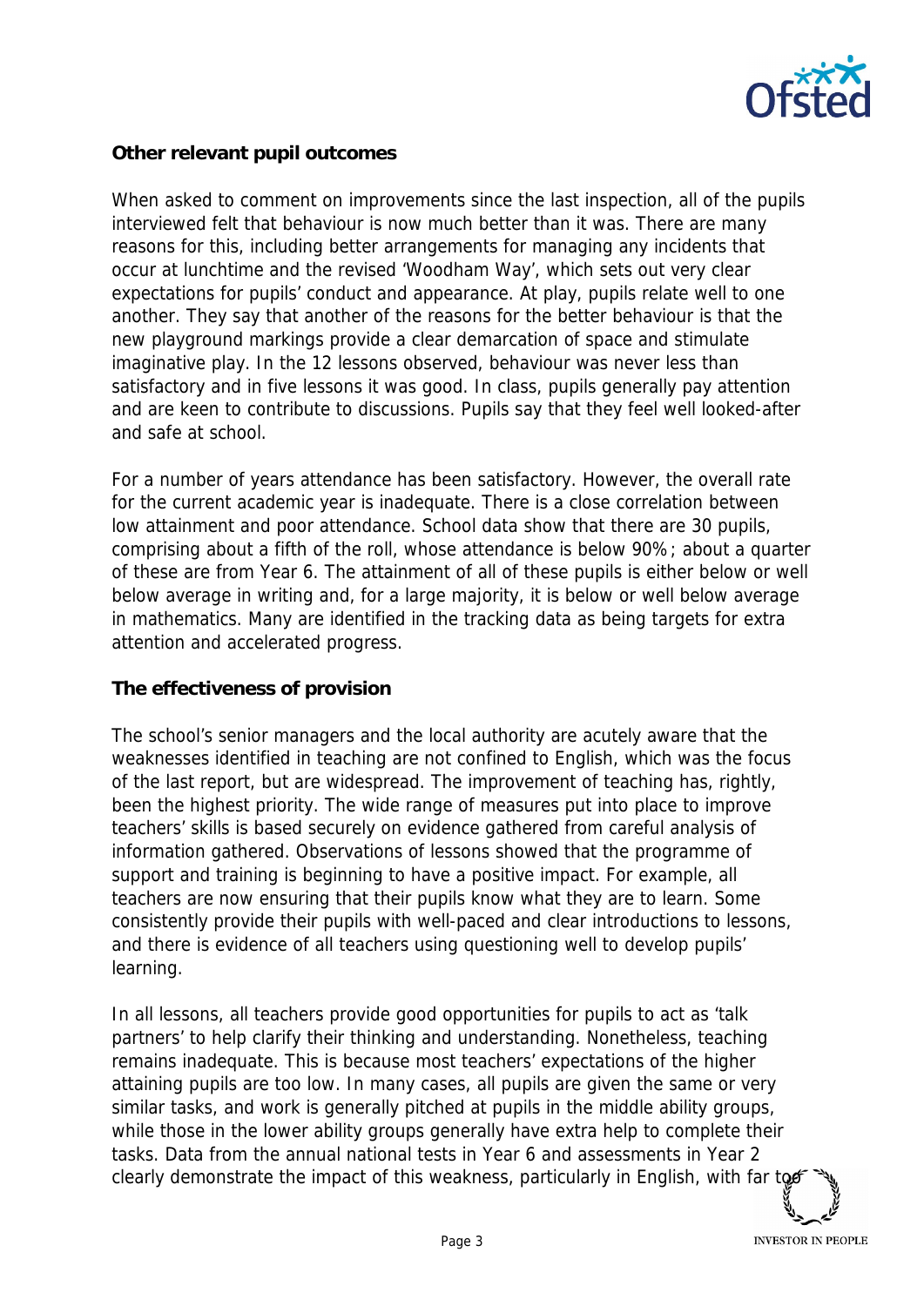**Other relevant pupil outcomes**

When asked to comment on improvements since the last inspection, all of the pupils interviewed felt that behaviour is now much better than it was. There are many reasons for this, including better arrangements for managing any incidents that occur at lunchtime and the revised 'Woodham Way', which sets out very clear expectations for pupils' conduct and appearance. At play, pupils relate well to one another. They say that another of the reasons for the better behaviour is that the new playground markings provide a clear demarcation of space and stimulate imaginative play. In the 12 lessons observed, behaviour was never less than satisfactory and in five lessons it was good. In class, pupils generally pay attention and are keen to contribute to discussions. Pupils say that they feel well looked-after and safe at school.

For a number of years attendance has been satisfactory. However, the overall rate for the current academic year is inadequate. There is a close correlation between low attainment and poor attendance. School data show that there are 30 pupils, comprising about a fifth of the roll, whose attendance is below 90%; about a quarter of these are from Year 6. The attainment of all of these pupils is either below or well below average in writing and, for a large majority, it is below or well below average in mathematics. Many are identified in the tracking data as being targets for extra attention and accelerated progress.

**The effectiveness of provision**

The school's senior managers and the local authority are acutely aware that the weaknesses identified in teaching are not confined to English, which was the focus of the last report, but are widespread. The improvement of teaching has, rightly, been the highest priority. The wide range of measures put into place to improve teachers' skills is based securely on evidence gathered from careful analysis of information gathered. Observations of lessons showed that the programme of support and training is beginning to have a positive impact. For example, all teachers are now ensuring that their pupils know what they are to learn. Some consistently provide their pupils with well-paced and clear introductions to lessons, and there is evidence of all teachers using questioning well to develop pupils' learning.

In all lessons, all teachers provide good opportunities for pupils to act as 'talk partners' to help clarify their thinking and understanding. Nonetheless, teaching remains inadequate. This is because most teachers' expectations of the higher attaining pupils are too low. In many cases, all pupils are given the same or very similar tasks, and work is generally pitched at pupils in the middle ability groups, while those in the lower ability groups generally have extra help to complete their tasks. Data from the annual national tests in Year 6 and assessments in Year 2 clearly demonstrate the impact of this weakness, particularly in English, with far too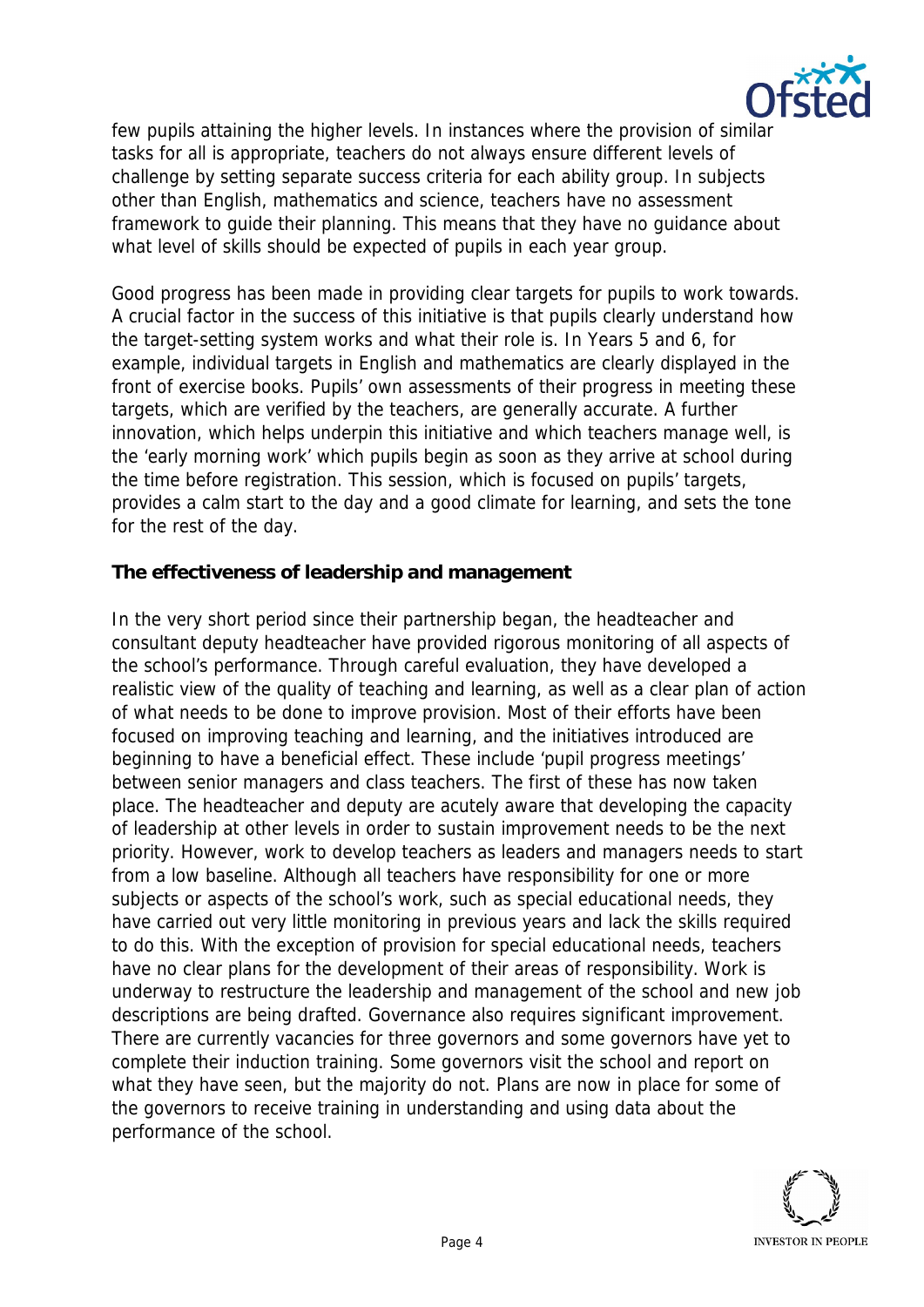few pupils attaining the higher levels. In instances where the provision of similar tasks for all is appropriate, teachers do not always ensure different levels of challenge by setting separate success criteria for each ability group. In subjects other than English, mathematics and science, teachers have no assessment framework to guide their planning. This means that they have no guidance about what level of skills should be expected of pupils in each year group.

Good progress has been made in providing clear targets for pupils to work towards. A crucial factor in the success of this initiative is that pupils clearly understand how the target-setting system works and what their role is. In Years 5 and 6, for example, individual targets in English and mathematics are clearly displayed in the front of exercise books. Pupils' own assessments of their progress in meeting these targets, which are verified by the teachers, are generally accurate. A further innovation, which helps underpin this initiative and which teachers manage well, is the 'early morning work' which pupils begin as soon as they arrive at school during the time before registration. This session, which is focused on pupils' targets, provides a calm start to the day and a good climate for learning, and sets the tone for the rest of the day.

**The effectiveness of leadership and management**

In the very short period since their partnership began, the headteacher and consultant deputy headteacher have provided rigorous monitoring of all aspects of the school's performance. Through careful evaluation, they have developed a realistic view of the quality of teaching and learning, as well as a clear plan of action of what needs to be done to improve provision. Most of their efforts have been focused on improving teaching and learning, and the initiatives introduced are beginning to have a beneficial effect. These include 'pupil progress meetings' between senior managers and class teachers. The first of these has now taken place. The headteacher and deputy are acutely aware that developing the capacity of leadership at other levels in order to sustain improvement needs to be the next priority. However, work to develop teachers as leaders and managers needs to start from a low baseline. Although all teachers have responsibility for one or more subjects or aspects of the school's work, such as special educational needs, they have carried out very little monitoring in previous years and lack the skills required to do this. With the exception of provision for special educational needs, teachers have no clear plans for the development of their areas of responsibility. Work is underway to restructure the leadership and management of the school and new job descriptions are being drafted. Governance also requires significant improvement. There are currently vacancies for three governors and some governors have yet to complete their induction training. Some governors visit the school and report on what they have seen, but the majority do not. Plans are now in place for some of the governors to receive training in understanding and using data about the performance of the school.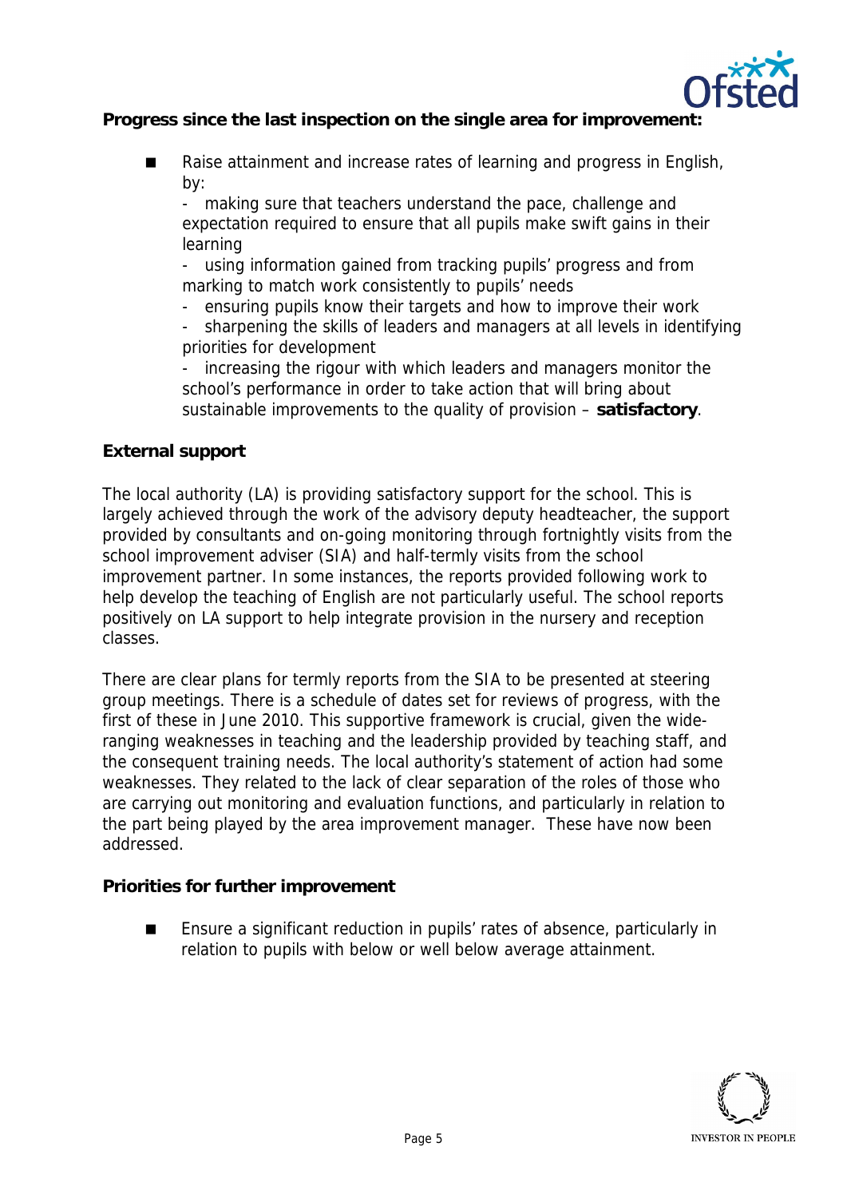**Progress since the last inspection on the single area for improvement:**

- Raise attainment and increase rates of learning and progress in English, by:
  - making sure that teachers understand the pace, challenge and expectation required to ensure that all pupils make swift gains in their learning
  - using information gained from tracking pupils' progress and from marking to match work consistently to pupils' needs
  - ensuring pupils know their targets and how to improve their work
  - sharpening the skills of leaders and managers at all levels in identifying priorities for development
  - increasing the rigour with which leaders and managers monitor the school's performance in order to take action that will bring about sustainable improvements to the quality of provision – **satisfactory**.

**External support**

The local authority (LA) is providing satisfactory support for the school. This is largely achieved through the work of the advisory deputy headteacher, the support provided by consultants and on-going monitoring through fortnightly visits from the school improvement adviser (SIA) and half-termly visits from the school improvement partner. In some instances, the reports provided following work to help develop the teaching of English are not particularly useful. The school reports positively on LA support to help integrate provision in the nursery and reception classes.

There are clear plans for termly reports from the SIA to be presented at steering group meetings. There is a schedule of dates set for reviews of progress, with the first of these in June 2010. This supportive framework is crucial, given the wide-ranging weaknesses in teaching and the leadership provided by teaching staff, and the consequent training needs. The local authority's statement of action had some weaknesses. They related to the lack of clear separation of the roles of those who are carrying out monitoring and evaluation functions, and particularly in relation to the part being played by the area improvement manager. These have now been addressed.

**Priorities for further improvement**

- Ensure a significant reduction in pupils' rates of absence, particularly in relation to pupils with below or well below average attainment.